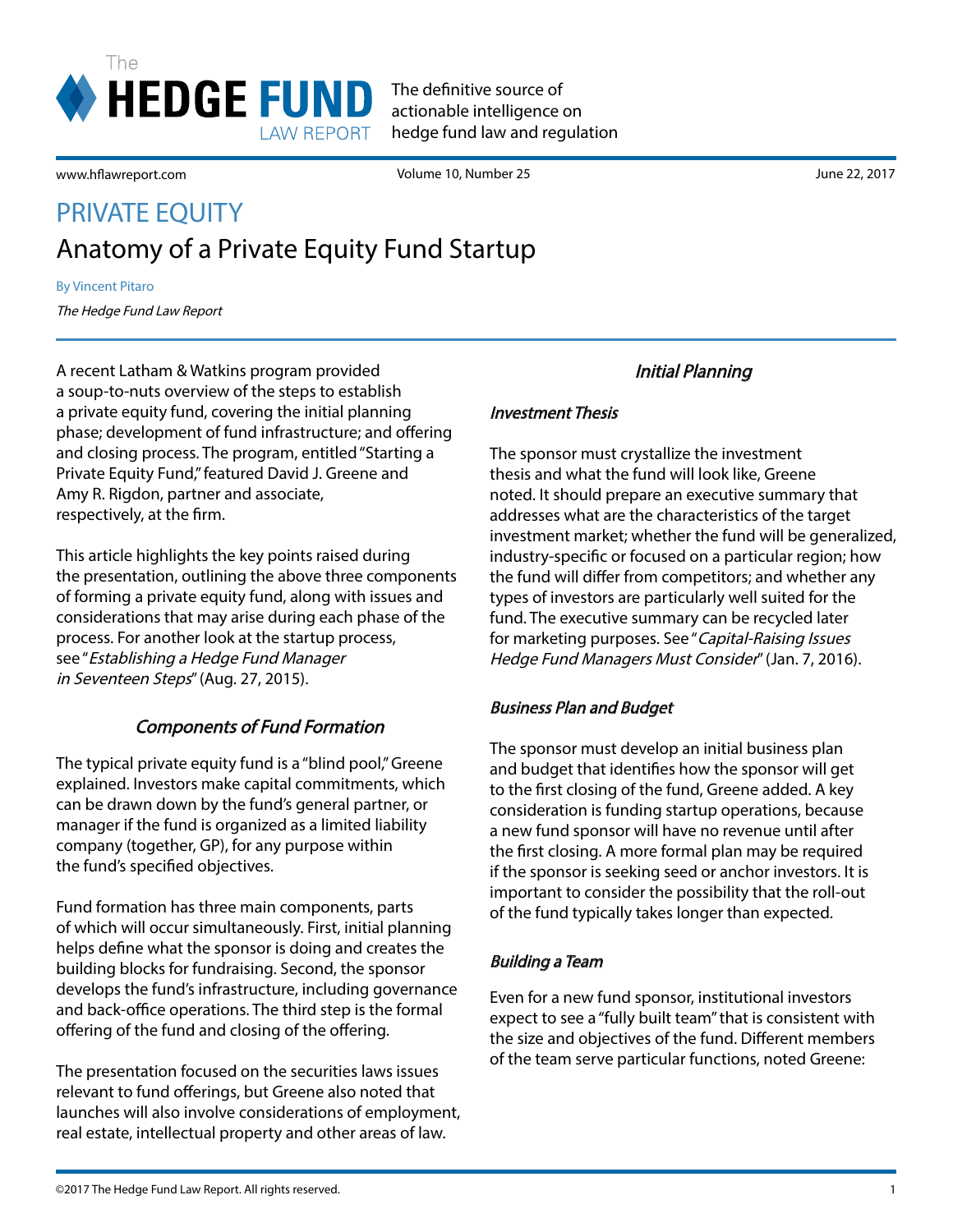# PRIVATE EQUITY

## Anatomy of a Private Equity Fund Startup

By Vincent Pitaro

*The Hedge Fund Law Report*

A recent Latham & Watkins program provided a soup-to-nuts overview of the steps to establish a private equity fund, covering the initial planning phase; development of fund infrastructure; and offering and closing process. The program, entitled "Starting a Private Equity Fund," featured David J. Greene and Amy R. Rigdon, partner and associate, respectively, at the firm.

This article highlights the key points raised during the presentation, outlining the above three components of forming a private equity fund, along with issues and considerations that may arise during each phase of the process. For another look at the startup process, see "*Establishing a Hedge Fund Manager in Seventeen Steps*" (Aug. 27, 2015).

### *Components of Fund Formation*

The typical private equity fund is a "blind pool," Greene explained. Investors make capital commitments, which can be drawn down by the fund's general partner, or manager if the fund is organized as a limited liability company (together, GP), for any purpose within the fund's specified objectives.

Fund formation has three main components, parts of which will occur simultaneously. First, initial planning helps define what the sponsor is doing and creates the building blocks for fundraising. Second, the sponsor develops the fund's infrastructure, including governance and back-office operations. The third step is the formal offering of the fund and closing of the offering.

The presentation focused on the securities laws issues relevant to fund offerings, but Greene also noted that launches will also involve considerations of employment, real estate, intellectual property and other areas of law.

### *Initial Planning*

#### *Investment Thesis*

The sponsor must crystallize the investment thesis and what the fund will look like, Greene noted. It should prepare an executive summary that addresses what are the characteristics of the target investment market; whether the fund will be generalized, industry-specific or focused on a particular region; how the fund will differ from competitors; and whether any types of investors are particularly well suited for the fund. The executive summary can be recycled later for marketing purposes. See "*Capital-Raising Issues Hedge Fund Managers Must Consider*" (Jan. 7, 2016).

#### *Business Plan and Budget*

The sponsor must develop an initial business plan and budget that identifies how the sponsor will get to the first closing of the fund, Greene added. A key consideration is funding startup operations, because a new fund sponsor will have no revenue until after the first closing. A more formal plan may be required if the sponsor is seeking seed or anchor investors. It is important to consider the possibility that the roll-out of the fund typically takes longer than expected.

#### *Building a Team*

Even for a new fund sponsor, institutional investors expect to see a "fully built team" that is consistent with the size and objectives of the fund. Different members of the team serve particular functions, noted Greene: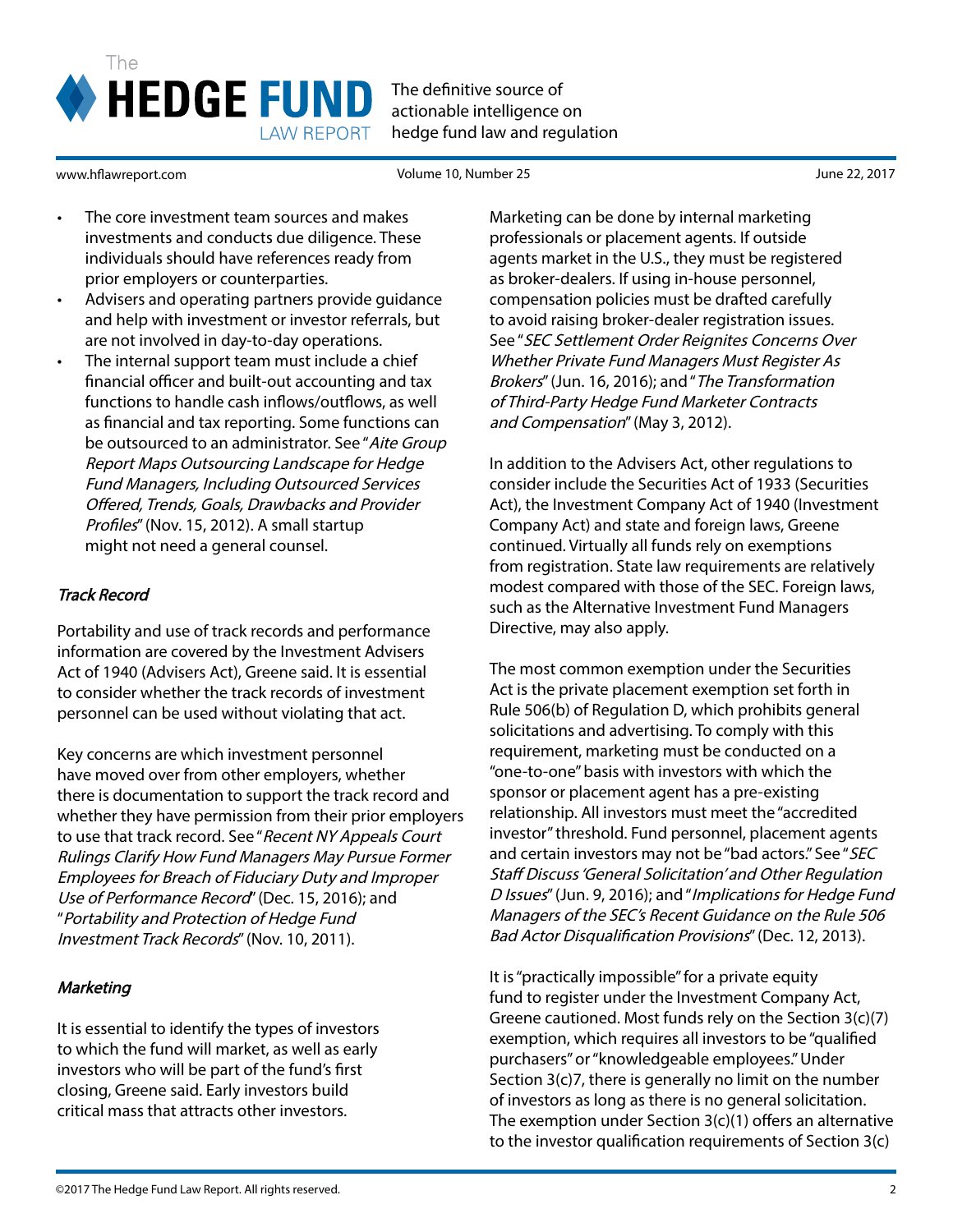- The core investment team sources and makes investments and conducts due diligence. These individuals should have references ready from prior employers or counterparties.
- Advisers and operating partners provide guidance and help with investment or investor referrals, but are not involved in day-to-day operations.
- The internal support team must include a chief financial officer and built-out accounting and tax functions to handle cash inflows/outflows, as well as financial and tax reporting. Some functions can be outsourced to an administrator. See "*Aite Group Report Maps Outsourcing Landscape for Hedge Fund Managers, Including Outsourced Services Offered, Trends, Goals, Drawbacks and Provider Profiles*" (Nov. 15, 2012). A small startup might not need a general counsel.

### *Track Record*

Portability and use of track records and performance information are covered by the Investment Advisers Act of 1940 (Advisers Act), Greene said. It is essential to consider whether the track records of investment personnel can be used without violating that act.

Key concerns are which investment personnel have moved over from other employers, whether there is documentation to support the track record and whether they have permission from their prior employers to use that track record. See "*Recent NY Appeals Court Rulings Clarify How Fund Managers May Pursue Former Employees for Breach of Fiduciary Duty and Improper Use of Performance Record*" (Dec. 15, 2016); and "*Portability and Protection of Hedge Fund Investment Track Records*" (Nov. 10, 2011).

### *Marketing*

It is essential to identify the types of investors to which the fund will market, as well as early investors who will be part of the fund's first closing, Greene said. Early investors build critical mass that attracts other investors.

Marketing can be done by internal marketing professionals or placement agents. If outside agents market in the U.S., they must be registered as broker-dealers. If using in-house personnel, compensation policies must be drafted carefully to avoid raising broker-dealer registration issues. See "*SEC Settlement Order Reignites Concerns Over Whether Private Fund Managers Must Register As Brokers*" (Jun. 16, 2016); and "*The Transformation of Third-Party Hedge Fund Marketer Contracts and Compensation*" (May 3, 2012).

In addition to the Advisers Act, other regulations to consider include the Securities Act of 1933 (Securities Act), the Investment Company Act of 1940 (Investment Company Act) and state and foreign laws, Greene continued. Virtually all funds rely on exemptions from registration. State law requirements are relatively modest compared with those of the SEC. Foreign laws, such as the Alternative Investment Fund Managers Directive, may also apply.

The most common exemption under the Securities Act is the private placement exemption set forth in Rule 506(b) of Regulation D, which prohibits general solicitations and advertising. To comply with this requirement, marketing must be conducted on a "one-to-one" basis with investors with which the sponsor or placement agent has a pre-existing relationship. All investors must meet the "accredited investor" threshold. Fund personnel, placement agents and certain investors may not be "bad actors." See "*SEC Staff Discuss 'General Solicitation' and Other Regulation D Issues*" (Jun. 9, 2016); and "*Implications for Hedge Fund Managers of the SEC's Recent Guidance on the Rule 506 Bad Actor Disqualification Provisions*" (Dec. 12, 2013).

It is "practically impossible" for a private equity fund to register under the Investment Company Act, Greene cautioned. Most funds rely on the Section 3(c)(7) exemption, which requires all investors to be "qualified purchasers" or "knowledgeable employees." Under Section 3(c)7, there is generally no limit on the number of investors as long as there is no general solicitation. The exemption under Section 3(c)(1) offers an alternative to the investor qualification requirements of Section 3(c)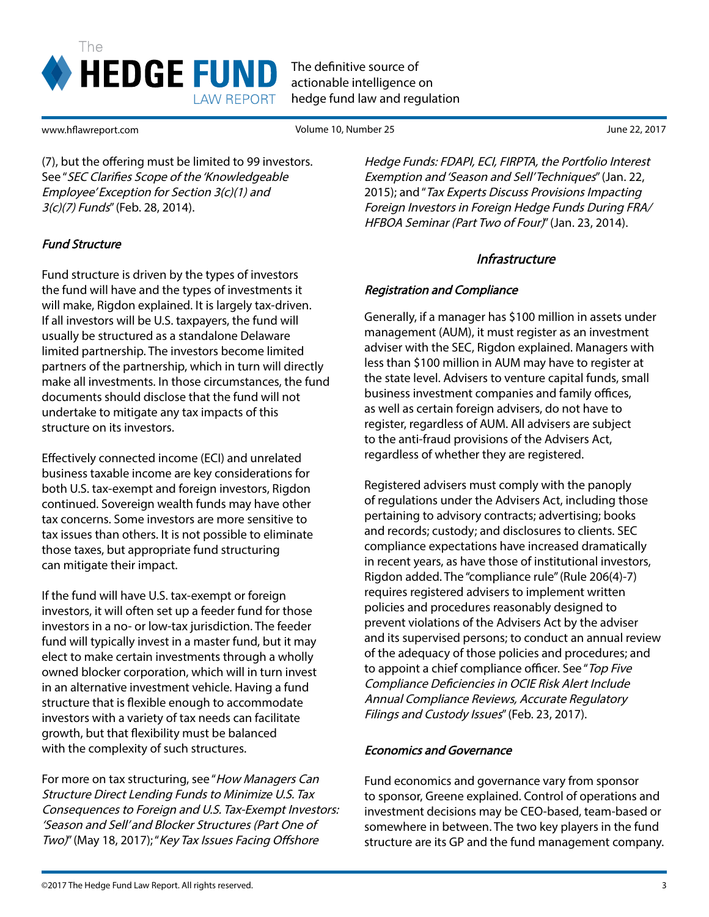(7), but the offering must be limited to 99 investors. See "*SEC Clarifies Scope of the 'Knowledgeable Employee' Exception for Section 3(c)(1) and 3(c)(7) Funds*" (Feb. 28, 2014).

### *Fund Structure*

Fund structure is driven by the types of investors the fund will have and the types of investments it will make, Rigdon explained. It is largely tax-driven. If all investors will be U.S. taxpayers, the fund will usually be structured as a standalone Delaware limited partnership. The investors become limited partners of the partnership, which in turn will directly make all investments. In those circumstances, the fund documents should disclose that the fund will not undertake to mitigate any tax impacts of this structure on its investors.

Effectively connected income (ECI) and unrelated business taxable income are key considerations for both U.S. tax-exempt and foreign investors, Rigdon continued. Sovereign wealth funds may have other tax concerns. Some investors are more sensitive to tax issues than others. It is not possible to eliminate those taxes, but appropriate fund structuring can mitigate their impact.

If the fund will have U.S. tax-exempt or foreign investors, it will often set up a feeder fund for those investors in a no- or low-tax jurisdiction. The feeder fund will typically invest in a master fund, but it may elect to make certain investments through a wholly owned blocker corporation, which will in turn invest in an alternative investment vehicle. Having a fund structure that is flexible enough to accommodate investors with a variety of tax needs can facilitate growth, but that flexibility must be balanced with the complexity of such structures.

For more on tax structuring, see "*How Managers Can Structure Direct Lending Funds to Minimize U.S. Tax Consequences to Foreign and U.S. Tax-Exempt Investors: 'Season and Sell' and Blocker Structures (Part One of Two)*" (May 18, 2017); "*Key Tax Issues Facing Offshore Hedge Funds: FDAPI, ECI, FIRPTA, the Portfolio Interest Exemption and 'Season and Sell' Techniques*" (Jan. 22, 2015); and "*Tax Experts Discuss Provisions Impacting Foreign Investors in Foreign Hedge Funds During FRA/HFBOA Seminar (Part Two of Four)*" (Jan. 23, 2014).

## *Infrastructure*

### *Registration and Compliance*

Generally, if a manager has $100 million in assets under management (AUM), it must register as an investment adviser with the SEC, Rigdon explained. Managers with less than $100 million in AUM may have to register at the state level. Advisers to venture capital funds, small business investment companies and family offices, as well as certain foreign advisers, do not have to register, regardless of AUM. All advisers are subject to the anti-fraud provisions of the Advisers Act, regardless of whether they are registered.

Registered advisers must comply with the panoply of regulations under the Advisers Act, including those pertaining to advisory contracts; advertising; books and records; custody; and disclosures to clients. SEC compliance expectations have increased dramatically in recent years, as have those of institutional investors, Rigdon added. The "compliance rule" (Rule 206(4)-7) requires registered advisers to implement written policies and procedures reasonably designed to prevent violations of the Advisers Act by the adviser and its supervised persons; to conduct an annual review of the adequacy of those policies and procedures; and to appoint a chief compliance officer. See "*Top Five Compliance Deficiencies in OCIE Risk Alert Include Annual Compliance Reviews, Accurate Regulatory Filings and Custody Issues*" (Feb. 23, 2017).

### *Economics and Governance*

Fund economics and governance vary from sponsor to sponsor, Greene explained. Control of operations and investment decisions may be CEO-based, team-based or somewhere in between. The two key players in the fund structure are its GP and the fund management company.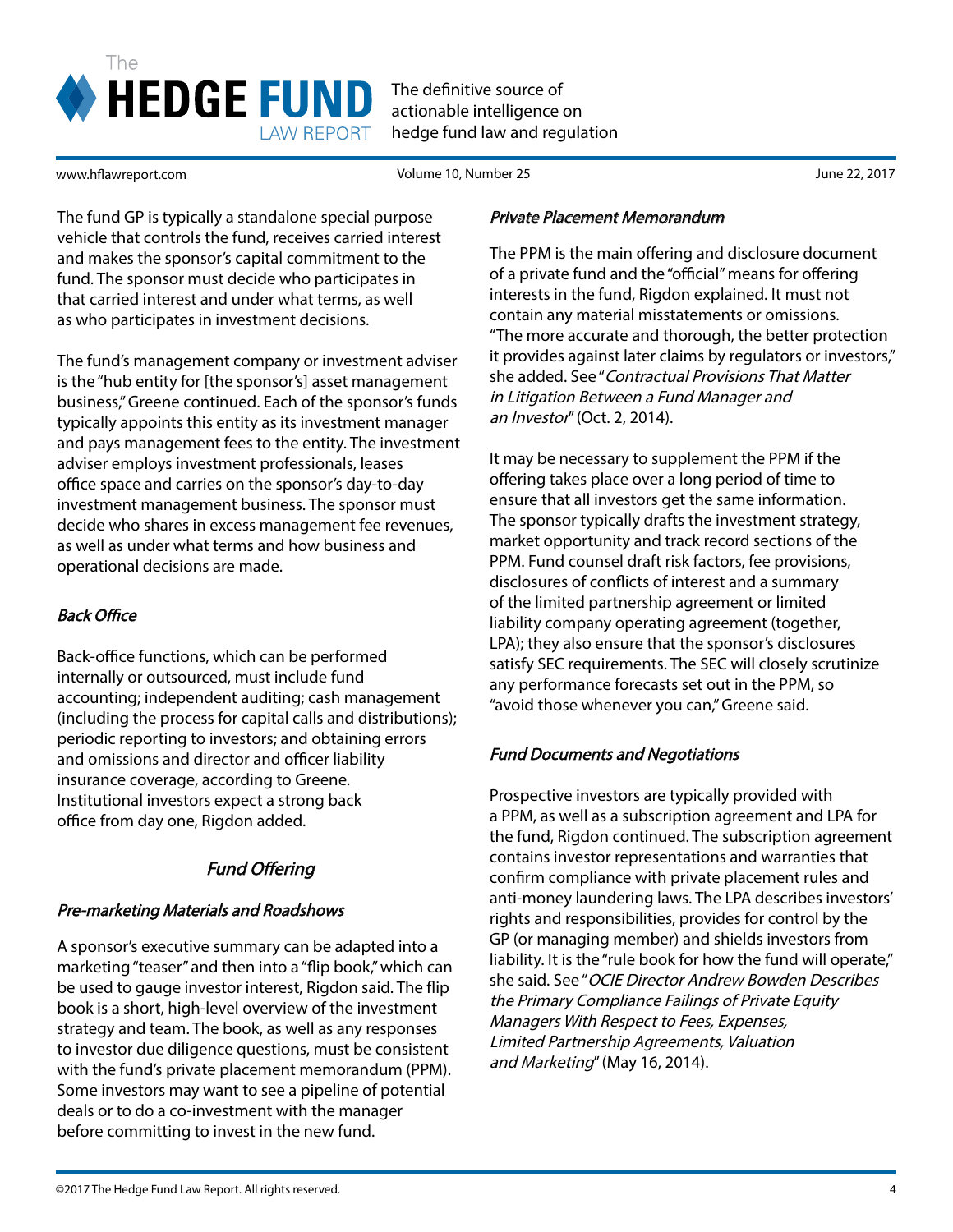The fund GP is typically a standalone special purpose vehicle that controls the fund, receives carried interest and makes the sponsor's capital commitment to the fund. The sponsor must decide who participates in that carried interest and under what terms, as well as who participates in investment decisions.

The fund's management company or investment adviser is the "hub entity for [the sponsor's] asset management business," Greene continued. Each of the sponsor's funds typically appoints this entity as its investment manager and pays management fees to the entity. The investment adviser employs investment professionals, leases office space and carries on the sponsor's day-to-day investment management business. The sponsor must decide who shares in excess management fee revenues, as well as under what terms and how business and operational decisions are made.

#### *Back Office*

Back-office functions, which can be performed internally or outsourced, must include fund accounting; independent auditing; cash management (including the process for capital calls and distributions); periodic reporting to investors; and obtaining errors and omissions and director and officer liability insurance coverage, according to Greene. Institutional investors expect a strong back office from day one, Rigdon added.

### *Fund Offering*

#### *Pre-marketing Materials and Roadshows*

A sponsor's executive summary can be adapted into a marketing "teaser" and then into a "flip book," which can be used to gauge investor interest, Rigdon said. The flip book is a short, high-level overview of the investment strategy and team. The book, as well as any responses to investor due diligence questions, must be consistent with the fund's private placement memorandum (PPM). Some investors may want to see a pipeline of potential deals or to do a co-investment with the manager before committing to invest in the new fund.

#### *Private Placement Memorandum*

The PPM is the main offering and disclosure document of a private fund and the "official" means for offering interests in the fund, Rigdon explained. It must not contain any material misstatements or omissions. "The more accurate and thorough, the better protection it provides against later claims by regulators or investors," she added. See "*Contractual Provisions That Matter in Litigation Between a Fund Manager and an Investor*" (Oct. 2, 2014).

It may be necessary to supplement the PPM if the offering takes place over a long period of time to ensure that all investors get the same information. The sponsor typically drafts the investment strategy, market opportunity and track record sections of the PPM. Fund counsel draft risk factors, fee provisions, disclosures of conflicts of interest and a summary of the limited partnership agreement or limited liability company operating agreement (together, LPA); they also ensure that the sponsor's disclosures satisfy SEC requirements. The SEC will closely scrutinize any performance forecasts set out in the PPM, so "avoid those whenever you can," Greene said.

#### *Fund Documents and Negotiations*

Prospective investors are typically provided with a PPM, as well as a subscription agreement and LPA for the fund, Rigdon continued. The subscription agreement contains investor representations and warranties that confirm compliance with private placement rules and anti-money laundering laws. The LPA describes investors' rights and responsibilities, provides for control by the GP (or managing member) and shields investors from liability. It is the "rule book for how the fund will operate," she said. See "*OCIE Director Andrew Bowden Describes the Primary Compliance Failings of Private Equity Managers With Respect to Fees, Expenses, Limited Partnership Agreements, Valuation and Marketing*" (May 16, 2014).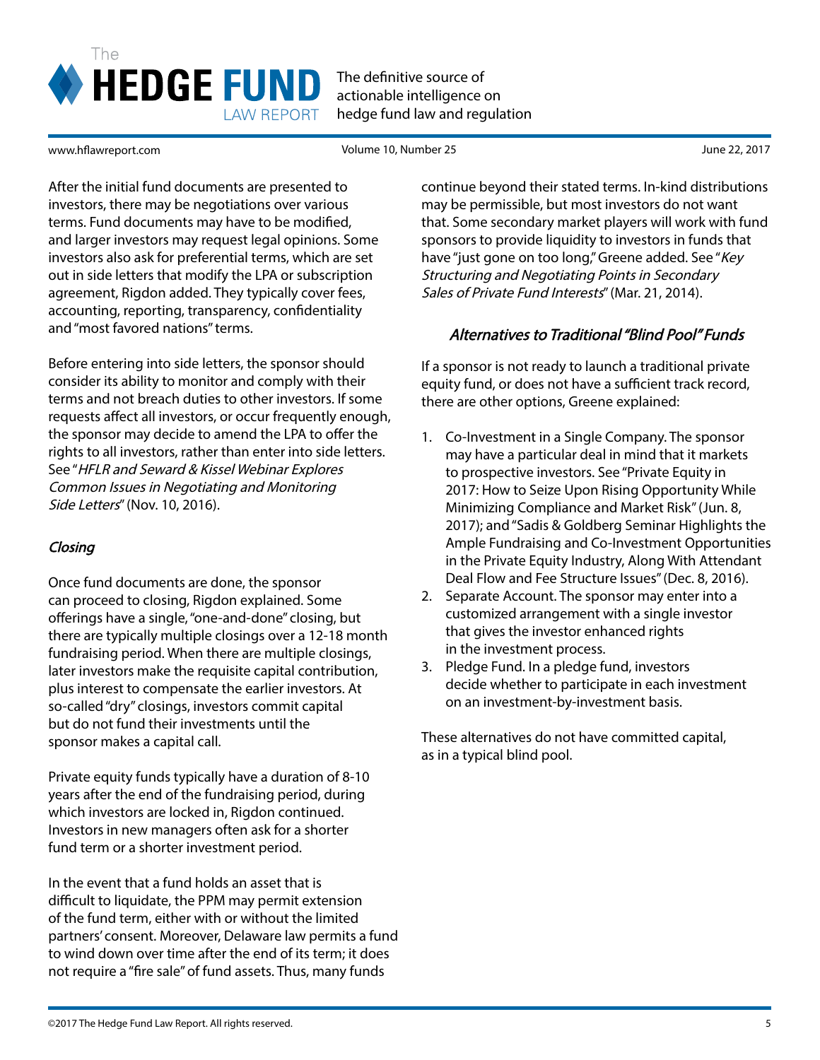After the initial fund documents are presented to investors, there may be negotiations over various terms. Fund documents may have to be modified, and larger investors may request legal opinions. Some investors also ask for preferential terms, which are set out in side letters that modify the LPA or subscription agreement, Rigdon added. They typically cover fees, accounting, reporting, transparency, confidentiality and "most favored nations" terms.

Before entering into side letters, the sponsor should consider its ability to monitor and comply with their terms and not breach duties to other investors. If some requests affect all investors, or occur frequently enough, the sponsor may decide to amend the LPA to offer the rights to all investors, rather than enter into side letters. See "*HFLR and Seward & Kissel Webinar Explores Common Issues in Negotiating and Monitoring Side Letters*" (Nov. 10, 2016).

### *Closing*

Once fund documents are done, the sponsor can proceed to closing, Rigdon explained. Some offerings have a single, "one-and-done" closing, but there are typically multiple closings over a 12-18 month fundraising period. When there are multiple closings, later investors make the requisite capital contribution, plus interest to compensate the earlier investors. At so-called "dry" closings, investors commit capital but do not fund their investments until the sponsor makes a capital call.

Private equity funds typically have a duration of 8-10 years after the end of the fundraising period, during which investors are locked in, Rigdon continued. Investors in new managers often ask for a shorter fund term or a shorter investment period.

In the event that a fund holds an asset that is difficult to liquidate, the PPM may permit extension of the fund term, either with or without the limited partners' consent. Moreover, Delaware law permits a fund to wind down over time after the end of its term; it does not require a "fire sale" of fund assets. Thus, many funds continue beyond their stated terms. In-kind distributions may be permissible, but most investors do not want that. Some secondary market players will work with fund sponsors to provide liquidity to investors in funds that have "just gone on too long," Greene added. See "*Key Structuring and Negotiating Points in Secondary Sales of Private Fund Interests*" (Mar. 21, 2014).

### *Alternatives to Traditional "Blind Pool" Funds*

If a sponsor is not ready to launch a traditional private equity fund, or does not have a sufficient track record, there are other options, Greene explained:

1. Co-Investment in a Single Company. The sponsor may have a particular deal in mind that it markets to prospective investors. See "Private Equity in 2017: How to Seize Upon Rising Opportunity While Minimizing Compliance and Market Risk" (Jun. 8, 2017); and "Sadis & Goldberg Seminar Highlights the Ample Fundraising and Co-Investment Opportunities in the Private Equity Industry, Along With Attendant Deal Flow and Fee Structure Issues" (Dec. 8, 2016).
2. Separate Account. The sponsor may enter into a customized arrangement with a single investor that gives the investor enhanced rights in the investment process.
3. Pledge Fund. In a pledge fund, investors decide whether to participate in each investment on an investment-by-investment basis.

These alternatives do not have committed capital, as in a typical blind pool.